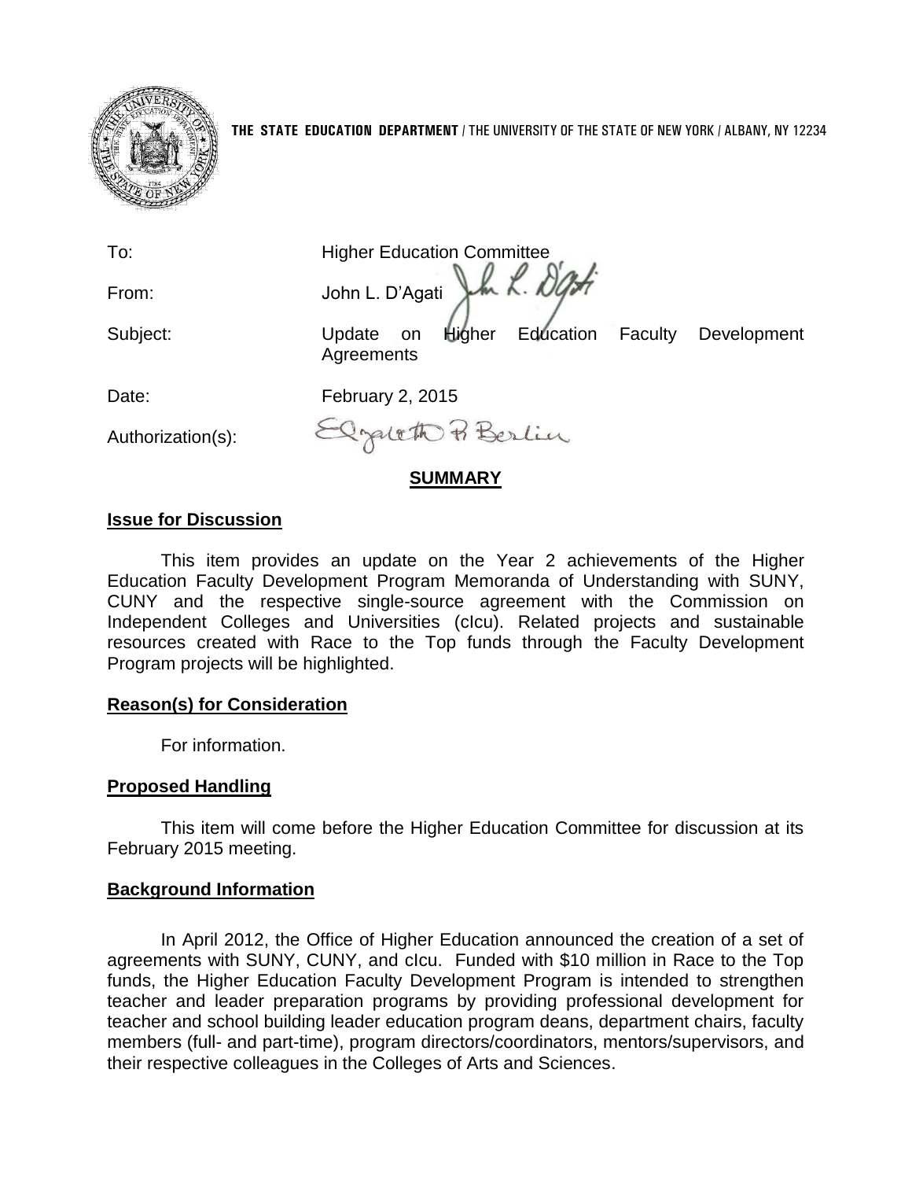**THE STATE EDUCATION DEPARTMENT** / THE UNIVERSITY OF THE STATE OF NEW YORK / ALBANY, NY 12234

| | |
|---|---|
| To: | Higher Education Committee |
| From: | John L. D'Agati |
| Subject: | Update on Higher Education Faculty Development Agreements |
| Date: | February 2, 2015 |
| Authorization(s): | |

## SUMMARY

### Issue for Discussion

This item provides an update on the Year 2 achievements of the Higher Education Faculty Development Program Memoranda of Understanding with SUNY, CUNY and the respective single-source agreement with the Commission on Independent Colleges and Universities (cIcu). Related projects and sustainable resources created with Race to the Top funds through the Faculty Development Program projects will be highlighted.

### Reason(s) for Consideration

For information.

### Proposed Handling

This item will come before the Higher Education Committee for discussion at its February 2015 meeting.

### Background Information

In April 2012, the Office of Higher Education announced the creation of a set of agreements with SUNY, CUNY, and cIcu. Funded with $10 million in Race to the Top funds, the Higher Education Faculty Development Program is intended to strengthen teacher and leader preparation programs by providing professional development for teacher and school building leader education program deans, department chairs, faculty members (full- and part-time), program directors/coordinators, mentors/supervisors, and their respective colleagues in the Colleges of Arts and Sciences.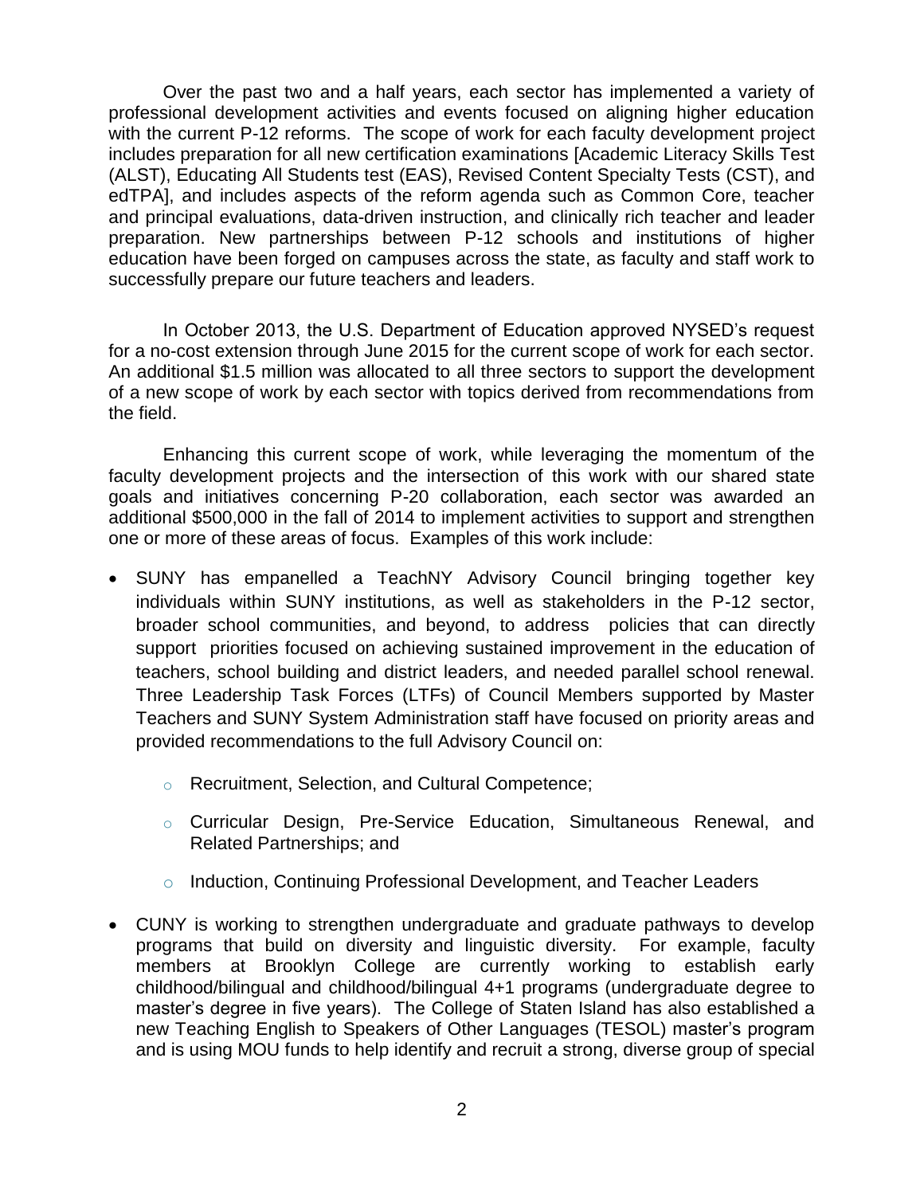Over the past two and a half years, each sector has implemented a variety of professional development activities and events focused on aligning higher education with the current P-12 reforms. The scope of work for each faculty development project includes preparation for all new certification examinations [Academic Literacy Skills Test (ALST), Educating All Students test (EAS), Revised Content Specialty Tests (CST), and edTPA], and includes aspects of the reform agenda such as Common Core, teacher and principal evaluations, data-driven instruction, and clinically rich teacher and leader preparation. New partnerships between P-12 schools and institutions of higher education have been forged on campuses across the state, as faculty and staff work to successfully prepare our future teachers and leaders.

In October 2013, the U.S. Department of Education approved NYSED's request for a no-cost extension through June 2015 for the current scope of work for each sector. An additional $1.5 million was allocated to all three sectors to support the development of a new scope of work by each sector with topics derived from recommendations from the field.

Enhancing this current scope of work, while leveraging the momentum of the faculty development projects and the intersection of this work with our shared state goals and initiatives concerning P-20 collaboration, each sector was awarded an additional $500,000 in the fall of 2014 to implement activities to support and strengthen one or more of these areas of focus. Examples of this work include:

- SUNY has empanelled a TeachNY Advisory Council bringing together key individuals within SUNY institutions, as well as stakeholders in the P-12 sector, broader school communities, and beyond, to address policies that can directly support priorities focused on achieving sustained improvement in the education of teachers, school building and district leaders, and needed parallel school renewal. Three Leadership Task Forces (LTFs) of Council Members supported by Master Teachers and SUNY System Administration staff have focused on priority areas and provided recommendations to the full Advisory Council on:
  - Recruitment, Selection, and Cultural Competence;
  - Curricular Design, Pre-Service Education, Simultaneous Renewal, and Related Partnerships; and
  - Induction, Continuing Professional Development, and Teacher Leaders
- CUNY is working to strengthen undergraduate and graduate pathways to develop programs that build on diversity and linguistic diversity. For example, faculty members at Brooklyn College are currently working to establish early childhood/bilingual and childhood/bilingual 4+1 programs (undergraduate degree to master's degree in five years). The College of Staten Island has also established a new Teaching English to Speakers of Other Languages (TESOL) master's program and is using MOU funds to help identify and recruit a strong, diverse group of special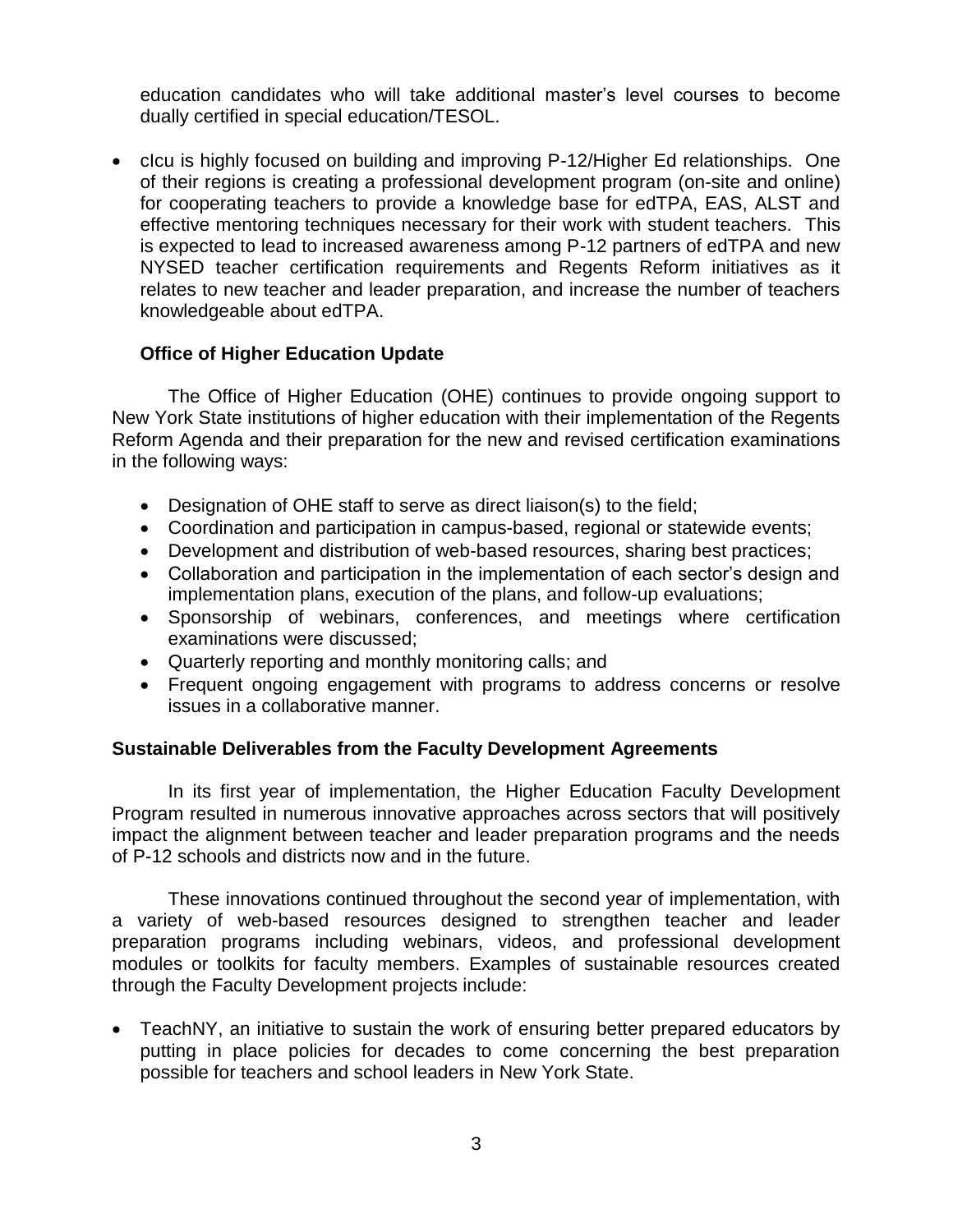education candidates who will take additional master's level courses to become dually certified in special education/TESOL.

- cIcu is highly focused on building and improving P-12/Higher Ed relationships. One of their regions is creating a professional development program (on-site and online) for cooperating teachers to provide a knowledge base for edTPA, EAS, ALST and effective mentoring techniques necessary for their work with student teachers. This is expected to lead to increased awareness among P-12 partners of edTPA and new NYSED teacher certification requirements and Regents Reform initiatives as it relates to new teacher and leader preparation, and increase the number of teachers knowledgeable about edTPA.

**Office of Higher Education Update**

The Office of Higher Education (OHE) continues to provide ongoing support to New York State institutions of higher education with their implementation of the Regents Reform Agenda and their preparation for the new and revised certification examinations in the following ways:

- Designation of OHE staff to serve as direct liaison(s) to the field;
- Coordination and participation in campus-based, regional or statewide events;
- Development and distribution of web-based resources, sharing best practices;
- Collaboration and participation in the implementation of each sector's design and implementation plans, execution of the plans, and follow-up evaluations;
- Sponsorship of webinars, conferences, and meetings where certification examinations were discussed;
- Quarterly reporting and monthly monitoring calls; and
- Frequent ongoing engagement with programs to address concerns or resolve issues in a collaborative manner.

## Sustainable Deliverables from the Faculty Development Agreements

In its first year of implementation, the Higher Education Faculty Development Program resulted in numerous innovative approaches across sectors that will positively impact the alignment between teacher and leader preparation programs and the needs of P-12 schools and districts now and in the future.

These innovations continued throughout the second year of implementation, with a variety of web-based resources designed to strengthen teacher and leader preparation programs including webinars, videos, and professional development modules or toolkits for faculty members. Examples of sustainable resources created through the Faculty Development projects include:

- TeachNY, an initiative to sustain the work of ensuring better prepared educators by putting in place policies for decades to come concerning the best preparation possible for teachers and school leaders in New York State.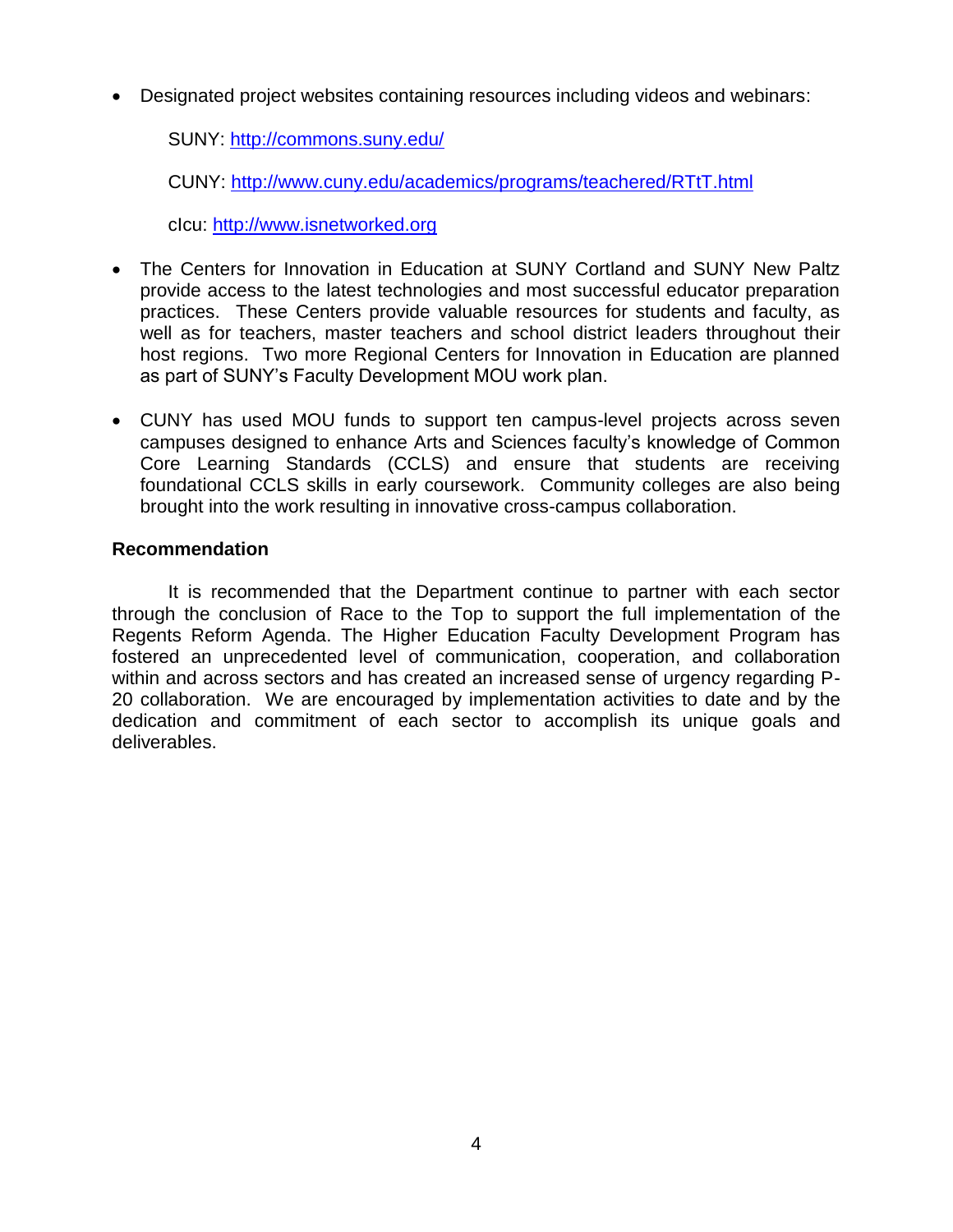- Designated project websites containing resources including videos and webinars:

  SUNY: http://commons.suny.edu/

  CUNY: http://www.cuny.edu/academics/programs/teachered/RTtT.html

  cIcu: http://www.isnetworked.org

- The Centers for Innovation in Education at SUNY Cortland and SUNY New Paltz provide access to the latest technologies and most successful educator preparation practices. These Centers provide valuable resources for students and faculty, as well as for teachers, master teachers and school district leaders throughout their host regions. Two more Regional Centers for Innovation in Education are planned as part of SUNY's Faculty Development MOU work plan.

- CUNY has used MOU funds to support ten campus-level projects across seven campuses designed to enhance Arts and Sciences faculty's knowledge of Common Core Learning Standards (CCLS) and ensure that students are receiving foundational CCLS skills in early coursework. Community colleges are also being brought into the work resulting in innovative cross-campus collaboration.

**Recommendation**

It is recommended that the Department continue to partner with each sector through the conclusion of Race to the Top to support the full implementation of the Regents Reform Agenda. The Higher Education Faculty Development Program has fostered an unprecedented level of communication, cooperation, and collaboration within and across sectors and has created an increased sense of urgency regarding P-20 collaboration. We are encouraged by implementation activities to date and by the dedication and commitment of each sector to accomplish its unique goals and deliverables.